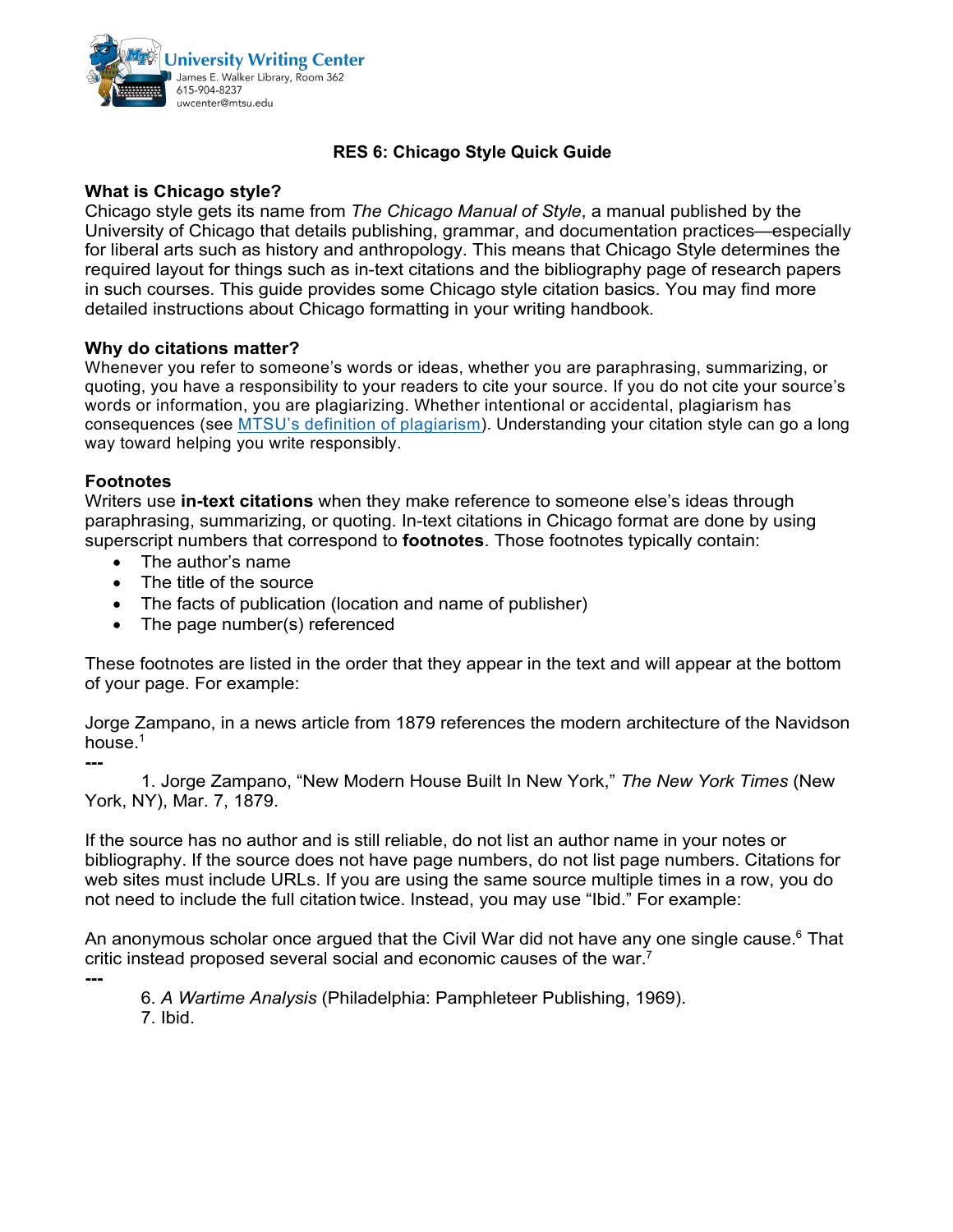University Writing Center
James E. Walker Library, Room 362
615-904-8237
uwcenter@mtsu.edu

# RES 6: Chicago Style Quick Guide

## What is Chicago style?

Chicago style gets its name from *The Chicago Manual of Style*, a manual published by the University of Chicago that details publishing, grammar, and documentation practices—especially for liberal arts such as history and anthropology. This means that Chicago Style determines the required layout for things such as in-text citations and the bibliography page of research papers in such courses. This guide provides some Chicago style citation basics. You may find more detailed instructions about Chicago formatting in your writing handbook.

## Why do citations matter?

Whenever you refer to someone's words or ideas, whether you are paraphrasing, summarizing, or quoting, you have a responsibility to your readers to cite your source. If you do not cite your source's words or information, you are plagiarizing. Whether intentional or accidental, plagiarism has consequences (see MTSU's definition of plagiarism). Understanding your citation style can go a long way toward helping you write responsibly.

## Footnotes

Writers use **in-text citations** when they make reference to someone else's ideas through paraphrasing, summarizing, or quoting. In-text citations in Chicago format are done by using superscript numbers that correspond to **footnotes**. Those footnotes typically contain:

- The author's name
- The title of the source
- The facts of publication (location and name of publisher)
- The page number(s) referenced

These footnotes are listed in the order that they appear in the text and will appear at the bottom of your page. For example:

Jorge Zampano, in a news article from 1879 references the modern architecture of the Navidson house.[1]

---

1. Jorge Zampano, "New Modern House Built In New York," *The New York Times* (New York, NY), Mar. 7, 1879.

If the source has no author and is still reliable, do not list an author name in your notes or bibliography. If the source does not have page numbers, do not list page numbers. Citations for web sites must include URLs. If you are using the same source multiple times in a row, you do not need to include the full citation twice. Instead, you may use "Ibid." For example:

An anonymous scholar once argued that the Civil War did not have any one single cause.[6] That critic instead proposed several social and economic causes of the war.[7]

---

6. *A Wartime Analysis* (Philadelphia: Pamphleteer Publishing, 1969).
7. Ibid.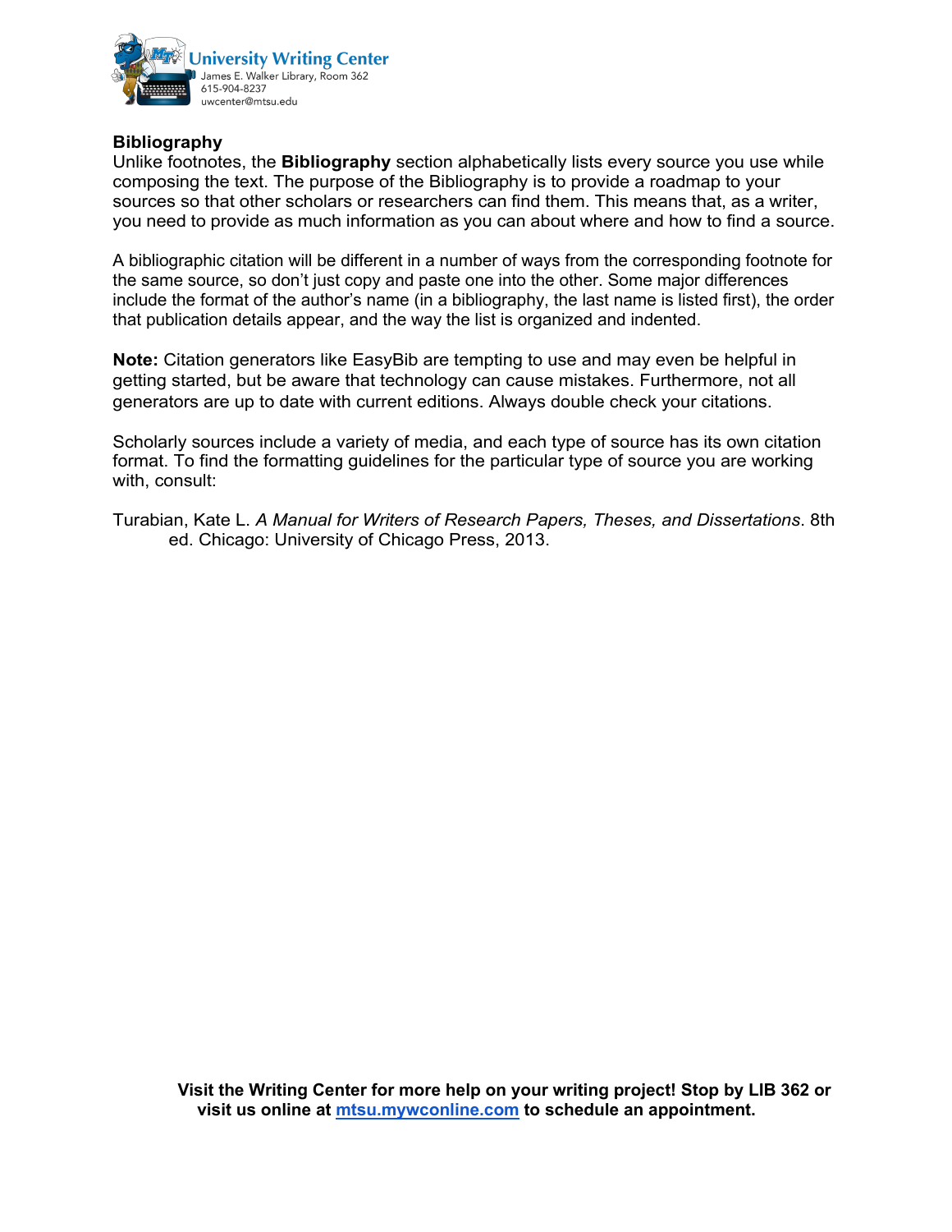University Writing Center
James E. Walker Library, Room 362
615-904-8237
uwcenter@mtsu.edu

**Bibliography**

Unlike footnotes, the **Bibliography** section alphabetically lists every source you use while composing the text. The purpose of the Bibliography is to provide a roadmap to your sources so that other scholars or researchers can find them. This means that, as a writer, you need to provide as much information as you can about where and how to find a source.

A bibliographic citation will be different in a number of ways from the corresponding footnote for the same source, so don't just copy and paste one into the other. Some major differences include the format of the author's name (in a bibliography, the last name is listed first), the order that publication details appear, and the way the list is organized and indented.

**Note:** Citation generators like EasyBib are tempting to use and may even be helpful in getting started, but be aware that technology can cause mistakes. Furthermore, not all generators are up to date with current editions. Always double check your citations.

Scholarly sources include a variety of media, and each type of source has its own citation format. To find the formatting guidelines for the particular type of source you are working with, consult:

Turabian, Kate L. *A Manual for Writers of Research Papers, Theses, and Dissertations*. 8th ed. Chicago: University of Chicago Press, 2013.

**Visit the Writing Center for more help on your writing project! Stop by LIB 362 or visit us online at [mtsu.mywconline.com](mtsu.mywconline.com) to schedule an appointment.**